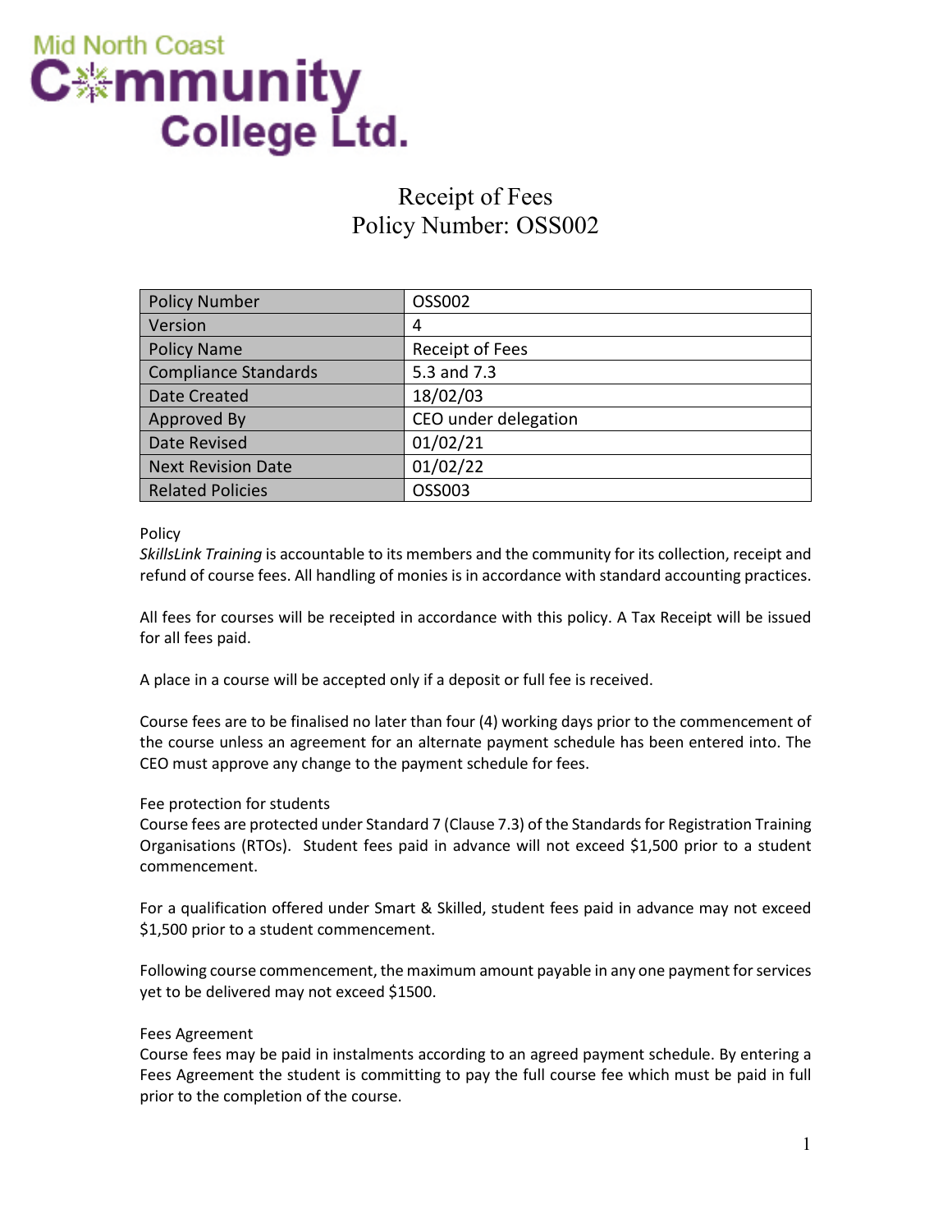Mid North Coast Community College Ltd.

# Receipt of Fees
# Policy Number: OSS002

| Policy Number | OSS002 |
|---|---|
| Version | 4 |
| Policy Name | Receipt of Fees |
| Compliance Standards | 5.3 and 7.3 |
| Date Created | 18/02/03 |
| Approved By | CEO under delegation |
| Date Revised | 01/02/21 |
| Next Revision Date | 01/02/22 |
| Related Policies | OSS003 |

Policy

*SkillsLink Training* is accountable to its members and the community for its collection, receipt and refund of course fees. All handling of monies is in accordance with standard accounting practices.

All fees for courses will be receipted in accordance with this policy. A Tax Receipt will be issued for all fees paid.

A place in a course will be accepted only if a deposit or full fee is received.

Course fees are to be finalised no later than four (4) working days prior to the commencement of the course unless an agreement for an alternate payment schedule has been entered into. The CEO must approve any change to the payment schedule for fees.

Fee protection for students

Course fees are protected under Standard 7 (Clause 7.3) of the Standards for Registration Training Organisations (RTOs). Student fees paid in advance will not exceed $1,500 prior to a student commencement.

For a qualification offered under Smart & Skilled, student fees paid in advance may not exceed $1,500 prior to a student commencement.

Following course commencement, the maximum amount payable in any one payment for services yet to be delivered may not exceed $1500.

Fees Agreement

Course fees may be paid in instalments according to an agreed payment schedule. By entering a Fees Agreement the student is committing to pay the full course fee which must be paid in full prior to the completion of the course.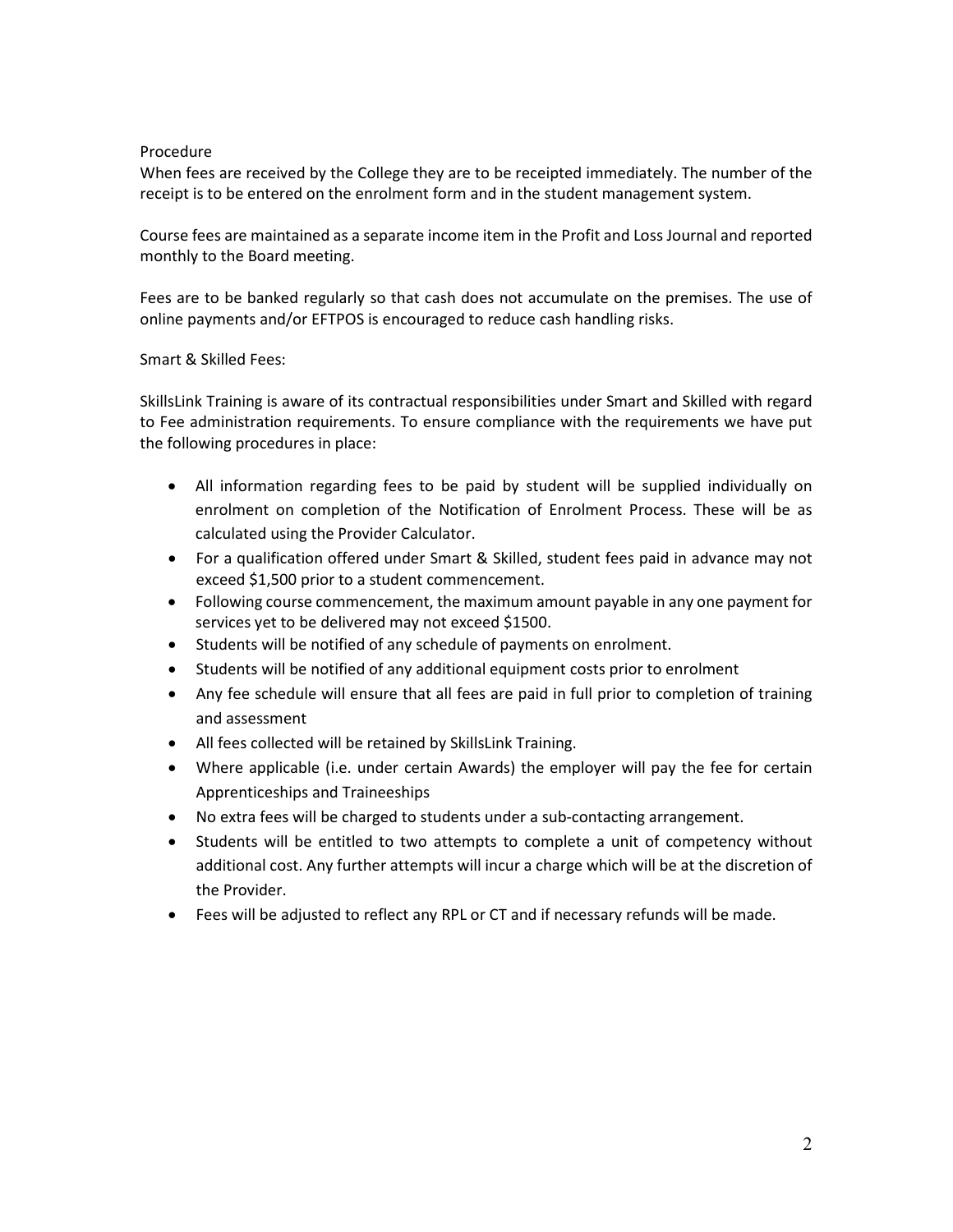Procedure

When fees are received by the College they are to be receipted immediately. The number of the receipt is to be entered on the enrolment form and in the student management system.

Course fees are maintained as a separate income item in the Profit and Loss Journal and reported monthly to the Board meeting.

Fees are to be banked regularly so that cash does not accumulate on the premises. The use of online payments and/or EFTPOS is encouraged to reduce cash handling risks.

Smart & Skilled Fees:

SkillsLink Training is aware of its contractual responsibilities under Smart and Skilled with regard to Fee administration requirements. To ensure compliance with the requirements we have put the following procedures in place:

- All information regarding fees to be paid by student will be supplied individually on enrolment on completion of the Notification of Enrolment Process. These will be as calculated using the Provider Calculator.
- For a qualification offered under Smart & Skilled, student fees paid in advance may not exceed $1,500 prior to a student commencement.
- Following course commencement, the maximum amount payable in any one payment for services yet to be delivered may not exceed $1500.
- Students will be notified of any schedule of payments on enrolment.
- Students will be notified of any additional equipment costs prior to enrolment
- Any fee schedule will ensure that all fees are paid in full prior to completion of training and assessment
- All fees collected will be retained by SkillsLink Training.
- Where applicable (i.e. under certain Awards) the employer will pay the fee for certain Apprenticeships and Traineeships
- No extra fees will be charged to students under a sub-contacting arrangement.
- Students will be entitled to two attempts to complete a unit of competency without additional cost. Any further attempts will incur a charge which will be at the discretion of the Provider.
- Fees will be adjusted to reflect any RPL or CT and if necessary refunds will be made.